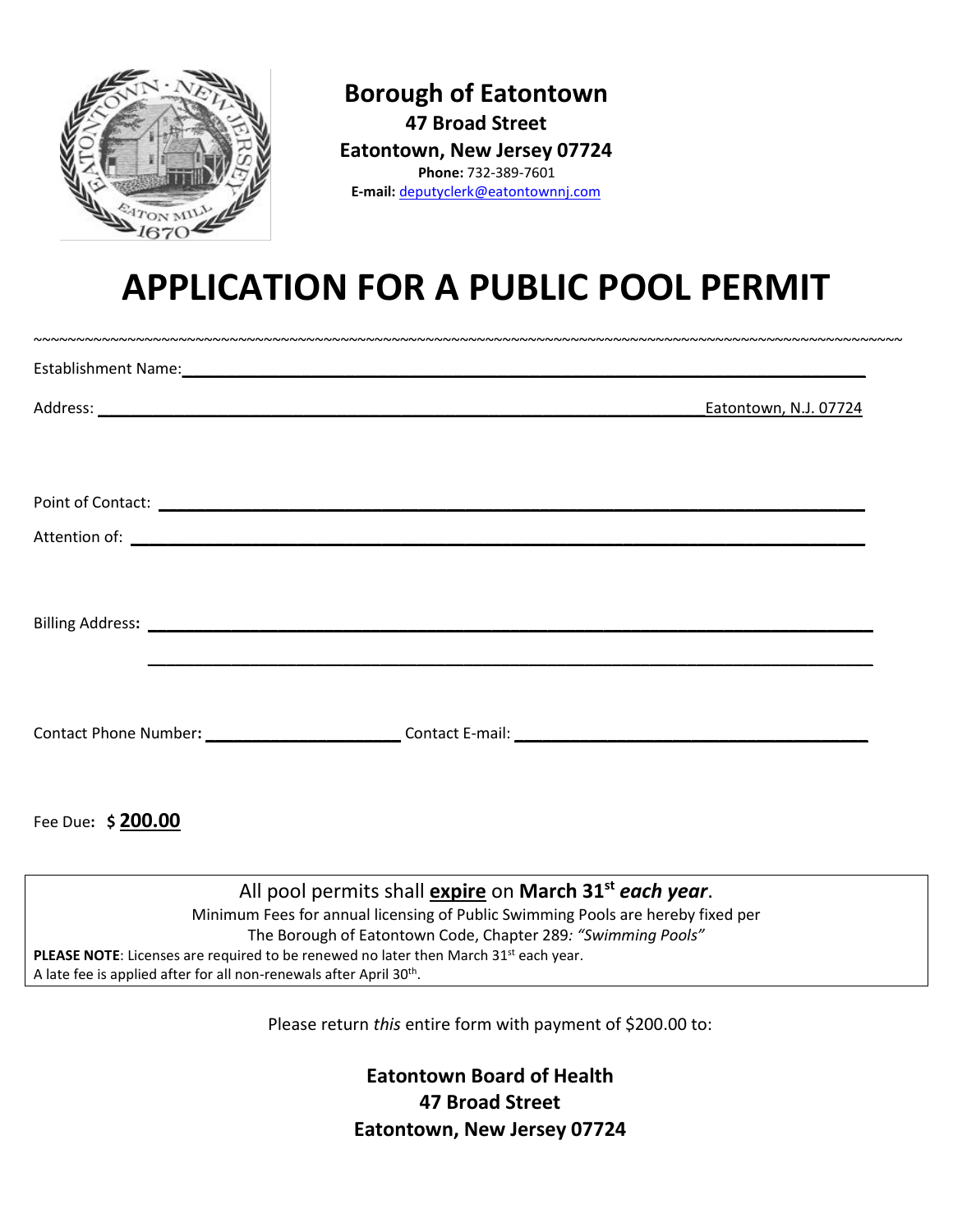**Borough of Eatontown**
**47 Broad Street**
**Eatontown, New Jersey 07724**
**Phone:** 732-389-7601
**E-mail:** deputyclerk@eatontownnj.com

# APPLICATION FOR A PUBLIC POOL PERMIT

~~~~~~~~~~~~~~~~~~~~~~~~~~~~~~~~~~~~~~~~~~~~~~~~~~~~~~~~~~~~~~~~~~~~~~~~~~~~~~~~~~~~~~~~~~~~~~~~~~~~~~~~~~~~~~~~~~~~~~~

Establishment Name: ______________________________________________________________________

Address: ______________________________________________________________ Eatontown, N.J. 07724

Point of Contact: ________________________________________________________________________

Attention of: ___________________________________________________________________________

**Billing Address:** ______________________________________________________________________

______________________________________________________________________

Contact Phone Number: ____________________ Contact E-mail: ___________________________________

Fee Due: **$ 200.00**

All pool permits shall **expire** on **March 31st** ***each year***.
Minimum Fees for annual licensing of Public Swimming Pools are hereby fixed per The Borough of Eatontown Code, Chapter 289: *"Swimming Pools"*
**PLEASE NOTE**: Licenses are required to be renewed no later then March 31st each year.
A late fee is applied after for all non-renewals after April 30th.

Please return *this* entire form with payment of $200.00 to:

**Eatontown Board of Health**
**47 Broad Street**
**Eatontown, New Jersey 07724**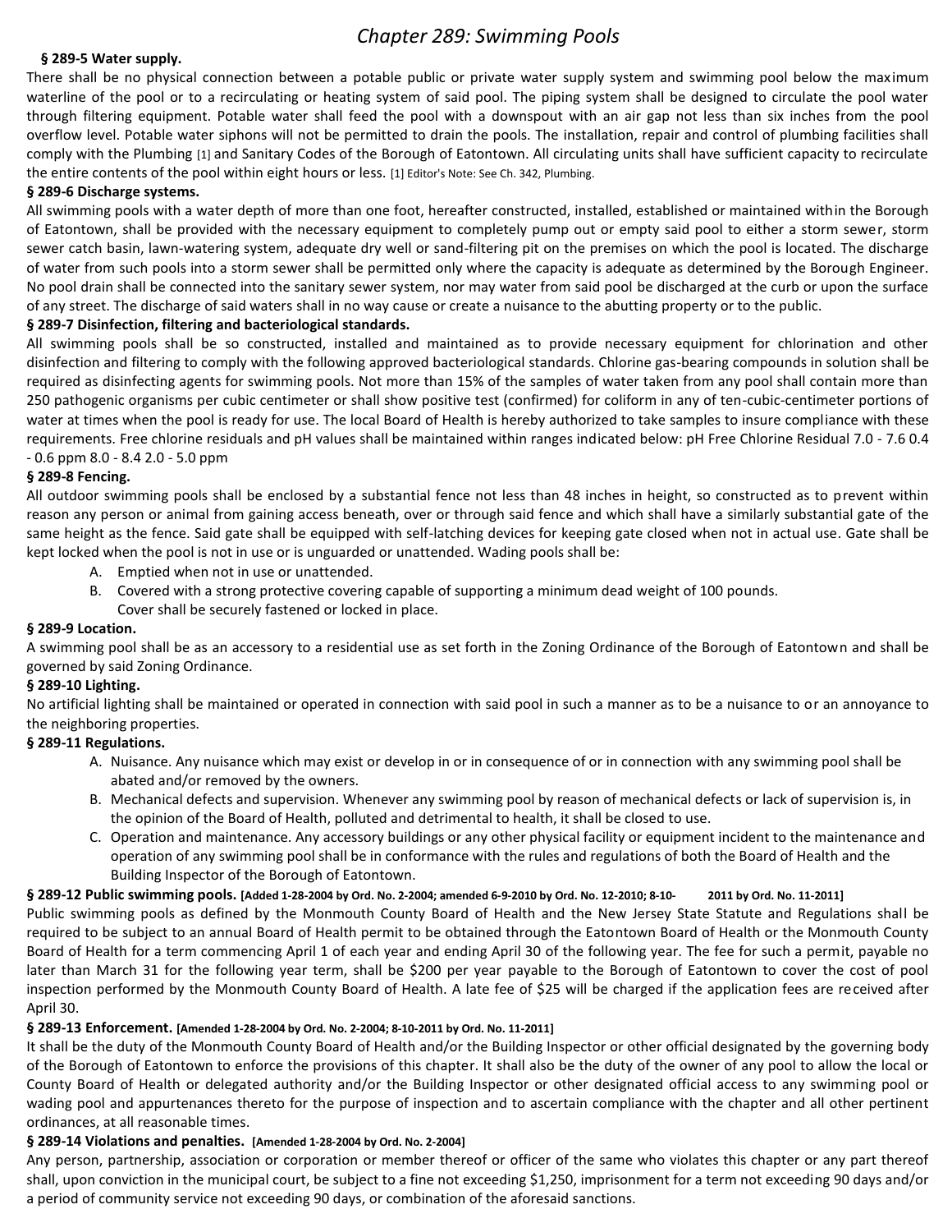# *Chapter 289: Swimming Pools*

**§ 289-5 Water supply.**

There shall be no physical connection between a potable public or private water supply system and swimming pool below the maximum waterline of the pool or to a recirculating or heating system of said pool. The piping system shall be designed to circulate the pool water through filtering equipment. Potable water shall feed the pool with a downspout with an air gap not less than six inches from the pool overflow level. Potable water siphons will not be permitted to drain the pools. The installation, repair and control of plumbing facilities shall comply with the Plumbing [1] and Sanitary Codes of the Borough of Eatontown. All circulating units shall have sufficient capacity to recirculate the entire contents of the pool within eight hours or less. [1] Editor's Note: See Ch. 342, Plumbing.

**§ 289-6 Discharge systems.**

All swimming pools with a water depth of more than one foot, hereafter constructed, installed, established or maintained within the Borough of Eatontown, shall be provided with the necessary equipment to completely pump out or empty said pool to either a storm sewer, storm sewer catch basin, lawn-watering system, adequate dry well or sand-filtering pit on the premises on which the pool is located. The discharge of water from such pools into a storm sewer shall be permitted only where the capacity is adequate as determined by the Borough Engineer. No pool drain shall be connected into the sanitary sewer system, nor may water from said pool be discharged at the curb or upon the surface of any street. The discharge of said waters shall in no way cause or create a nuisance to the abutting property or to the public.

**§ 289-7 Disinfection, filtering and bacteriological standards.**

All swimming pools shall be so constructed, installed and maintained as to provide necessary equipment for chlorination and other disinfection and filtering to comply with the following approved bacteriological standards. Chlorine gas-bearing compounds in solution shall be required as disinfecting agents for swimming pools. Not more than 15% of the samples of water taken from any pool shall contain more than 250 pathogenic organisms per cubic centimeter or shall show positive test (confirmed) for coliform in any of ten-cubic-centimeter portions of water at times when the pool is ready for use. The local Board of Health is hereby authorized to take samples to insure compliance with these requirements. Free chlorine residuals and pH values shall be maintained within ranges indicated below: pH Free Chlorine Residual 7.0 - 7.6 0.4 - 0.6 ppm 8.0 - 8.4 2.0 - 5.0 ppm

**§ 289-8 Fencing.**

All outdoor swimming pools shall be enclosed by a substantial fence not less than 48 inches in height, so constructed as to prevent within reason any person or animal from gaining access beneath, over or through said fence and which shall have a similarly substantial gate of the same height as the fence. Said gate shall be equipped with self-latching devices for keeping gate closed when not in actual use. Gate shall be kept locked when the pool is not in use or is unguarded or unattended. Wading pools shall be:

A. Emptied when not in use or unattended.
B. Covered with a strong protective covering capable of supporting a minimum dead weight of 100 pounds. Cover shall be securely fastened or locked in place.

**§ 289-9 Location.**

A swimming pool shall be as an accessory to a residential use as set forth in the Zoning Ordinance of the Borough of Eatontown and shall be governed by said Zoning Ordinance.

**§ 289-10 Lighting.**

No artificial lighting shall be maintained or operated in connection with said pool in such a manner as to be a nuisance to or an annoyance to the neighboring properties.

**§ 289-11 Regulations.**

A. Nuisance. Any nuisance which may exist or develop in or in consequence of or in connection with any swimming pool shall be abated and/or removed by the owners.
B. Mechanical defects and supervision. Whenever any swimming pool by reason of mechanical defects or lack of supervision is, in the opinion of the Board of Health, polluted and detrimental to health, it shall be closed to use.
C. Operation and maintenance. Any accessory buildings or any other physical facility or equipment incident to the maintenance and operation of any swimming pool shall be in conformance with the rules and regulations of both the Board of Health and the Building Inspector of the Borough of Eatontown.

**§ 289-12 Public swimming pools. [Added 1-28-2004 by Ord. No. 2-2004; amended 6-9-2010 by Ord. No. 12-2010; 8-10-2011 by Ord. No. 11-2011]**

Public swimming pools as defined by the Monmouth County Board of Health and the New Jersey State Statute and Regulations shall be required to be subject to an annual Board of Health permit to be obtained through the Eatontown Board of Health or the Monmouth County Board of Health for a term commencing April 1 of each year and ending April 30 of the following year. The fee for such a permit, payable no later than March 31 for the following year term, shall be $200 per year payable to the Borough of Eatontown to cover the cost of pool inspection performed by the Monmouth County Board of Health. A late fee of $25 will be charged if the application fees are received after April 30.

**§ 289-13 Enforcement. [Amended 1-28-2004 by Ord. No. 2-2004; 8-10-2011 by Ord. No. 11-2011]**

It shall be the duty of the Monmouth County Board of Health and/or the Building Inspector or other official designated by the governing body of the Borough of Eatontown to enforce the provisions of this chapter. It shall also be the duty of the owner of any pool to allow the local or County Board of Health or delegated authority and/or the Building Inspector or other designated official access to any swimming pool or wading pool and appurtenances thereto for the purpose of inspection and to ascertain compliance with the chapter and all other pertinent ordinances, at all reasonable times.

**§ 289-14 Violations and penalties. [Amended 1-28-2004 by Ord. No. 2-2004]**

Any person, partnership, association or corporation or member thereof or officer of the same who violates this chapter or any part thereof shall, upon conviction in the municipal court, be subject to a fine not exceeding $1,250, imprisonment for a term not exceeding 90 days and/or a period of community service not exceeding 90 days, or combination of the aforesaid sanctions.